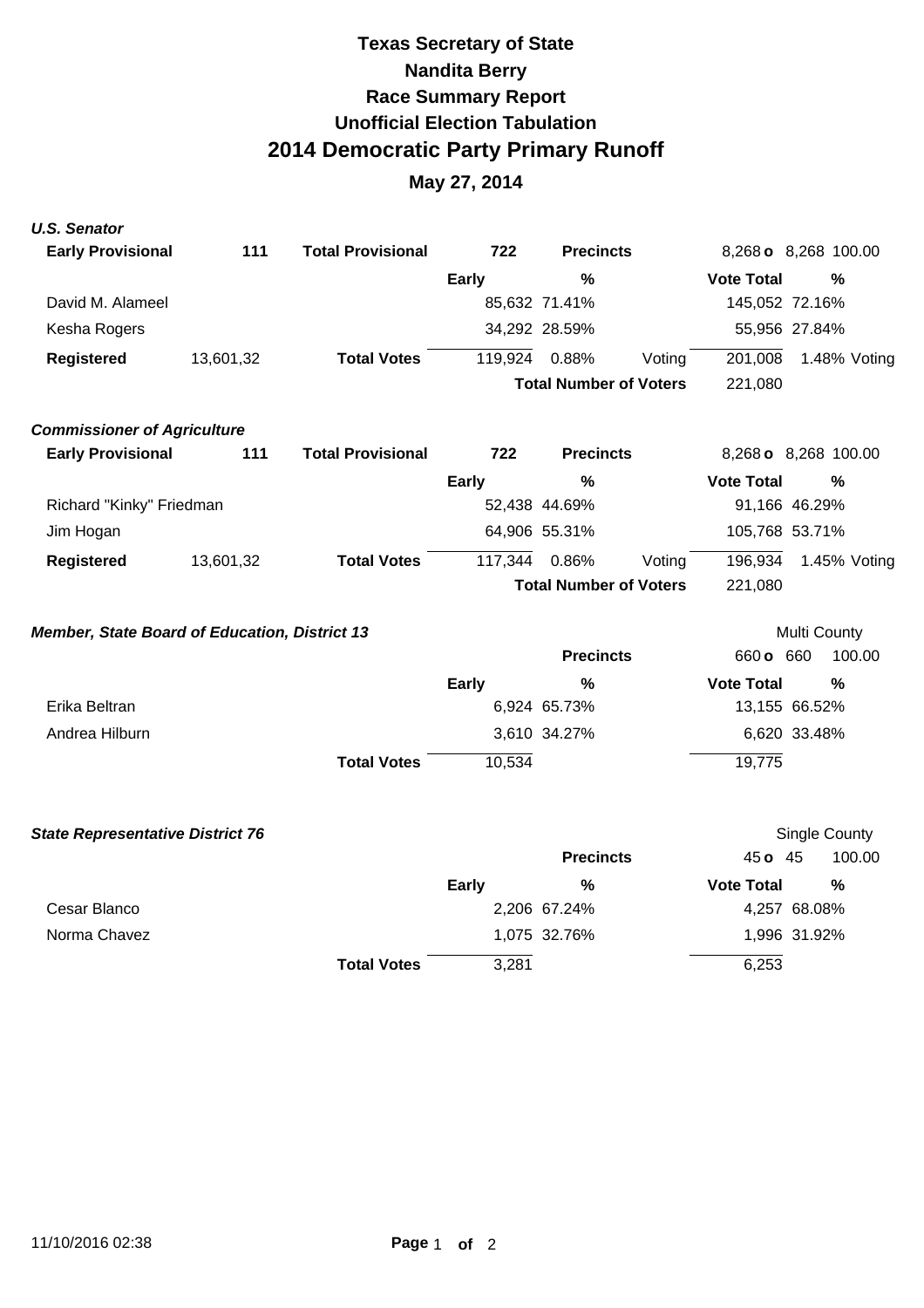# Texas Secretary of State
# Nandita Berry
# Race Summary Report
# Unofficial Election Tabulation
# 2014 Democratic Party Primary Runoff

## May 27, 2014

***U.S. Senator***

| **Early Provisional** | **111** | **Total Provisional** | **722** | **Precincts** | | **8,268 o** 8,268 | 100.00 |
|---|---|---|---|---|---|---|---|
| | | | **Early** | **%** | | **Vote Total** | **%** |
| David M. Alameel | | | 85,632 | 71.41% | | 145,052 | 72.16% |
| Kesha Rogers | | | 34,292 | 28.59% | | 55,956 | 27.84% |
| **Registered** | 13,601,32 | **Total Votes** | 119,924 | 0.88% | Voting | 201,008 | 1.48% Voting |
| | | | | **Total Number of Voters** | | 221,080 | |

***Commissioner of Agriculture***

| **Early Provisional** | **111** | **Total Provisional** | **722** | **Precincts** | | **8,268 o** 8,268 | 100.00 |
|---|---|---|---|---|---|---|---|
| | | | **Early** | **%** | | **Vote Total** | **%** |
| Richard "Kinky" Friedman | | | 52,438 | 44.69% | | 91,166 | 46.29% |
| Jim Hogan | | | 64,906 | 55.31% | | 105,768 | 53.71% |
| **Registered** | 13,601,32 | **Total Votes** | 117,344 | 0.86% | Voting | 196,934 | 1.45% Voting |
| | | | | **Total Number of Voters** | | 221,080 | |

***Member, State Board of Education, District 13*** — Multi County

| | | **Precincts** | **660 o** 660 | 100.00 |
|---|---|---|---|---|
| | **Early** | **%** | **Vote Total** | **%** |
| Erika Beltran | 6,924 | 65.73% | 13,155 | 66.52% |
| Andrea Hilburn | 3,610 | 34.27% | 6,620 | 33.48% |
| **Total Votes** | 10,534 | | 19,775 | |

***State Representative District 76*** — Single County

| | | **Precincts** | **45 o** 45 | 100.00 |
|---|---|---|---|---|
| | **Early** | **%** | **Vote Total** | **%** |
| Cesar Blanco | 2,206 | 67.24% | 4,257 | 68.08% |
| Norma Chavez | 1,075 | 32.76% | 1,996 | 31.92% |
| **Total Votes** | 3,281 | | 6,253 | |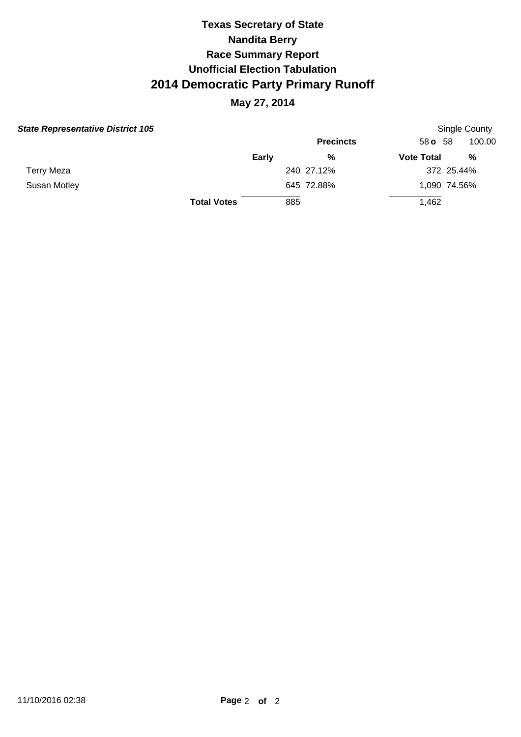# Texas Secretary of State
# Nandita Berry
## Race Summary Report
## Unofficial Election Tabulation
# 2014 Democratic Party Primary Runoff
## May 27, 2014

***State Representative District 105*** — Single County

| | Early | % | Vote Total | % |
|---|---|---|---|---|
| | | **Precincts** | 58 **o** 58 | 100.00 |
| Terry Meza | 240 | 27.12% | 372 | 25.44% |
| Susan Motley | 645 | 72.88% | 1,090 | 74.56% |
| **Total Votes** | 885 | | 1,462 | |

11/10/2016 02:38